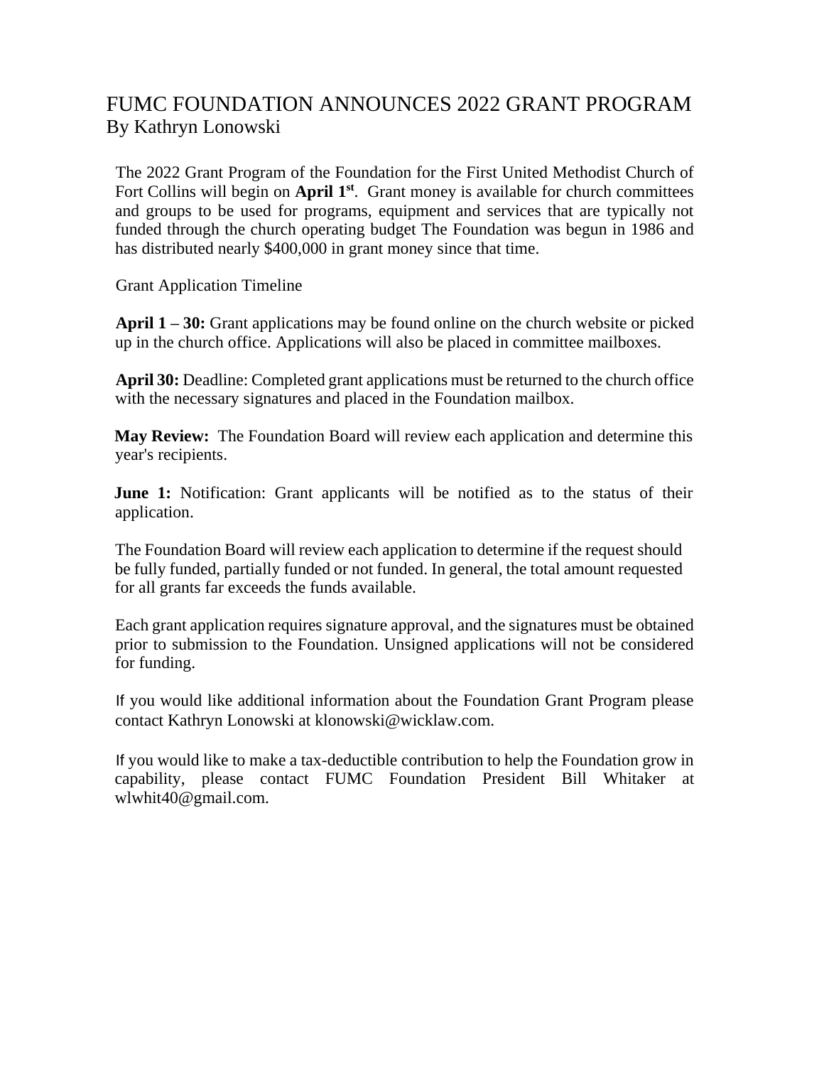# FUMC FOUNDATION ANNOUNCES 2022 GRANT PROGRAM

By Kathryn Lonowski

The 2022 Grant Program of the Foundation for the First United Methodist Church of Fort Collins will begin on **April 1st**. Grant money is available for church committees and groups to be used for programs, equipment and services that are typically not funded through the church operating budget The Foundation was begun in 1986 and has distributed nearly $400,000 in grant money since that time.

Grant Application Timeline

**April 1 – 30:** Grant applications may be found online on the church website or picked up in the church office. Applications will also be placed in committee mailboxes.

**April 30:** Deadline: Completed grant applications must be returned to the church office with the necessary signatures and placed in the Foundation mailbox.

**May Review:** The Foundation Board will review each application and determine this year's recipients.

**June 1:** Notification: Grant applicants will be notified as to the status of their application.

The Foundation Board will review each application to determine if the request should be fully funded, partially funded or not funded. In general, the total amount requested for all grants far exceeds the funds available.

Each grant application requires signature approval, and the signatures must be obtained prior to submission to the Foundation. Unsigned applications will not be considered for funding.

If you would like additional information about the Foundation Grant Program please contact Kathryn Lonowski at klonowski@wicklaw.com.

If you would like to make a tax-deductible contribution to help the Foundation grow in capability, please contact FUMC Foundation President Bill Whitaker at wlwhit40@gmail.com.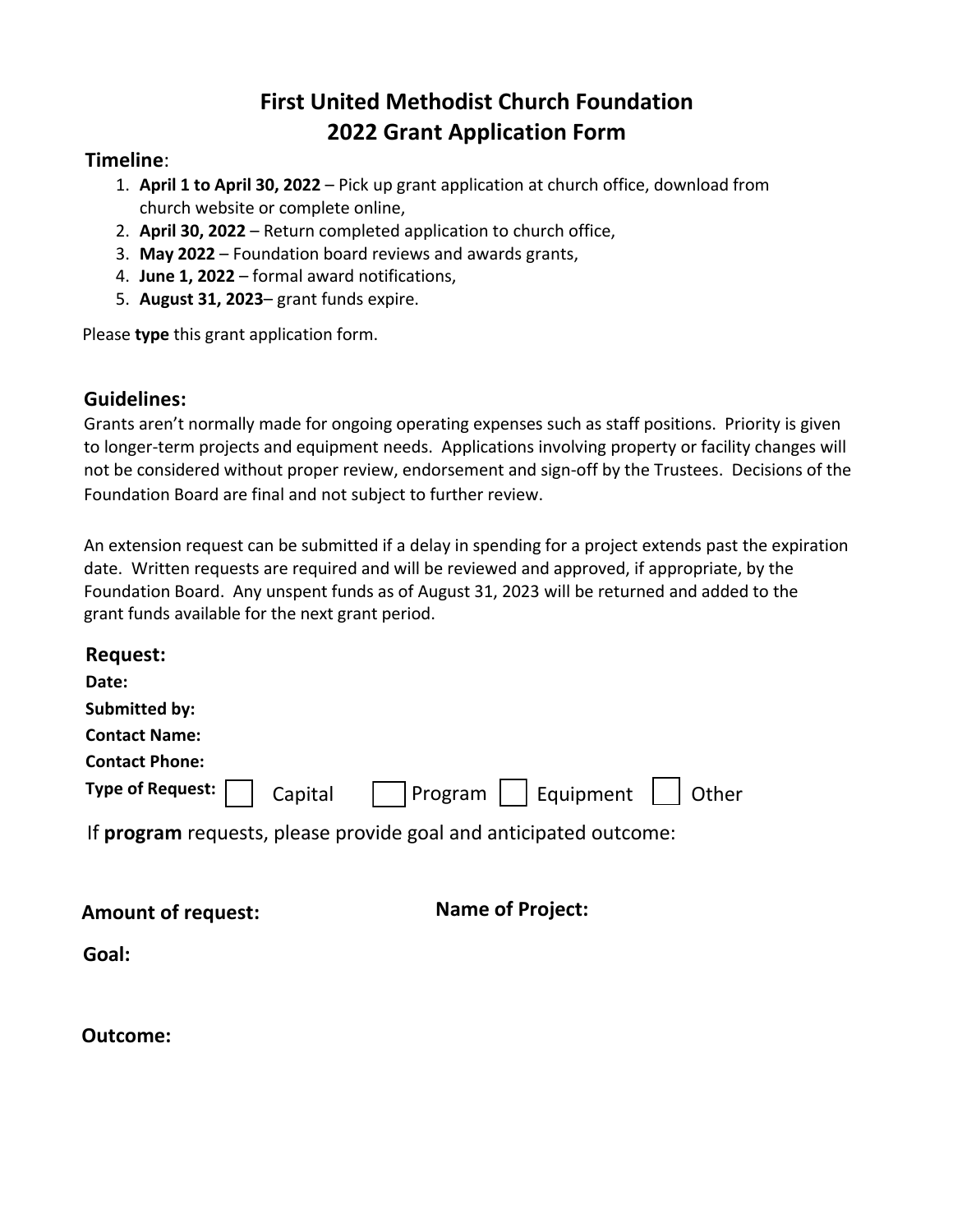# First United Methodist Church Foundation
# 2022 Grant Application Form

**Timeline**:

1. **April 1 to April 30, 2022** – Pick up grant application at church office, download from church website or complete online,
2. **April 30, 2022** – Return completed application to church office,
3. **May 2022** – Foundation board reviews and awards grants,
4. **June 1, 2022** – formal award notifications,
5. **August 31, 2023**– grant funds expire.

Please **type** this grant application form.

## Guidelines:

Grants aren't normally made for ongoing operating expenses such as staff positions. Priority is given to longer-term projects and equipment needs. Applications involving property or facility changes will not be considered without proper review, endorsement and sign-off by the Trustees. Decisions of the Foundation Board are final and not subject to further review.

An extension request can be submitted if a delay in spending for a project extends past the expiration date. Written requests are required and will be reviewed and approved, if appropriate, by the Foundation Board. Any unspent funds as of August 31, 2023 will be returned and added to the grant funds available for the next grant period.

## Request:

**Date:**

**Submitted by:**

**Contact Name:**

**Contact Phone:**

**Type of Request:** ☐ Capital ☐ Program ☐ Equipment ☐ Other

If **program** requests, please provide goal and anticipated outcome:

**Amount of request:** **Name of Project:**

**Goal:**

**Outcome:**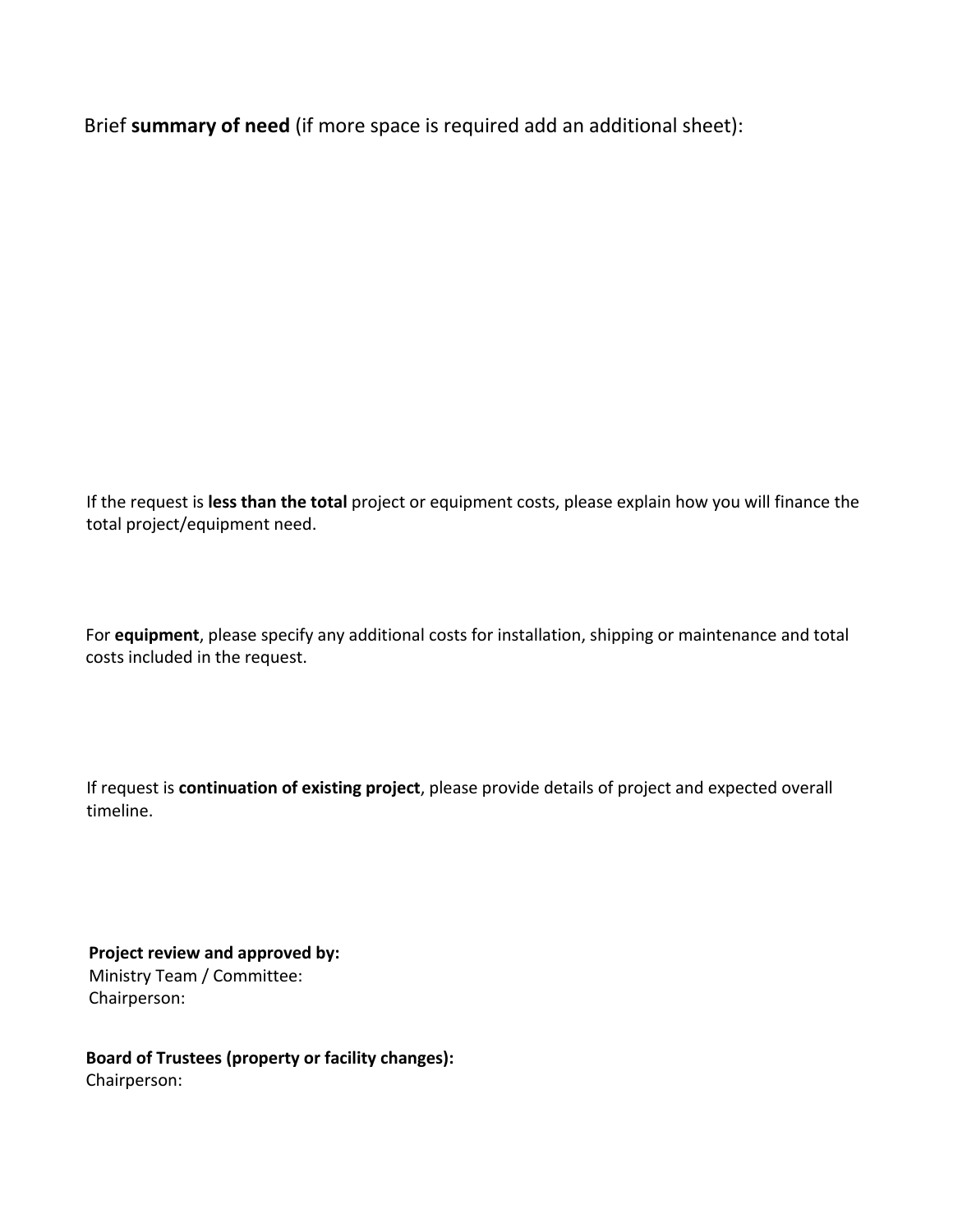Brief **summary of need** (if more space is required add an additional sheet):

If the request is **less than the total** project or equipment costs, please explain how you will finance the total project/equipment need.

For **equipment**, please specify any additional costs for installation, shipping or maintenance and total costs included in the request.

If request is **continuation of existing project**, please provide details of project and expected overall timeline.

**Project review and approved by:**
Ministry Team / Committee:
Chairperson:

**Board of Trustees (property or facility changes):**
Chairperson: